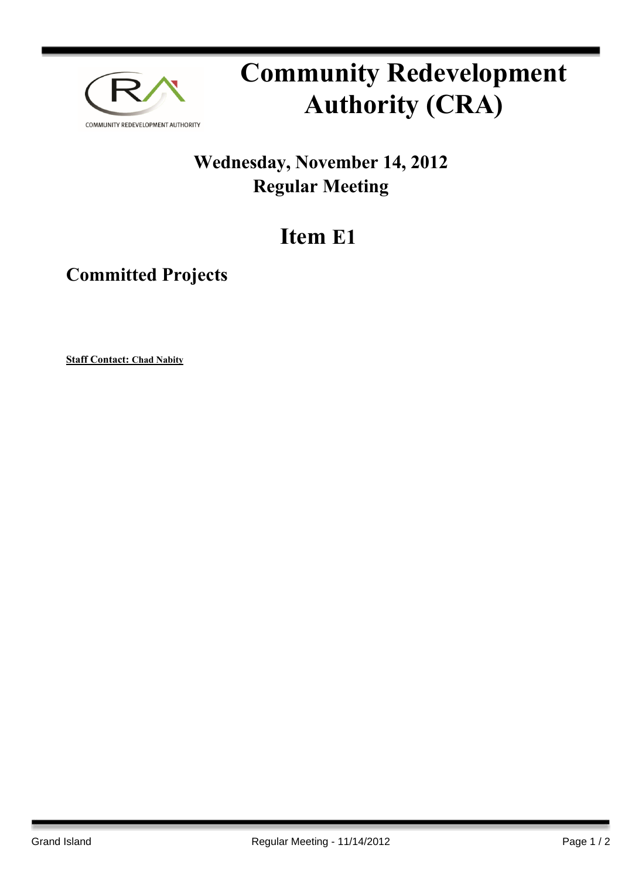# Community Redevelopment Authority (CRA)

## Wednesday, November 14, 2012
## Regular Meeting

# Item E1

## Committed Projects

**Staff Contact: Chad Nabity**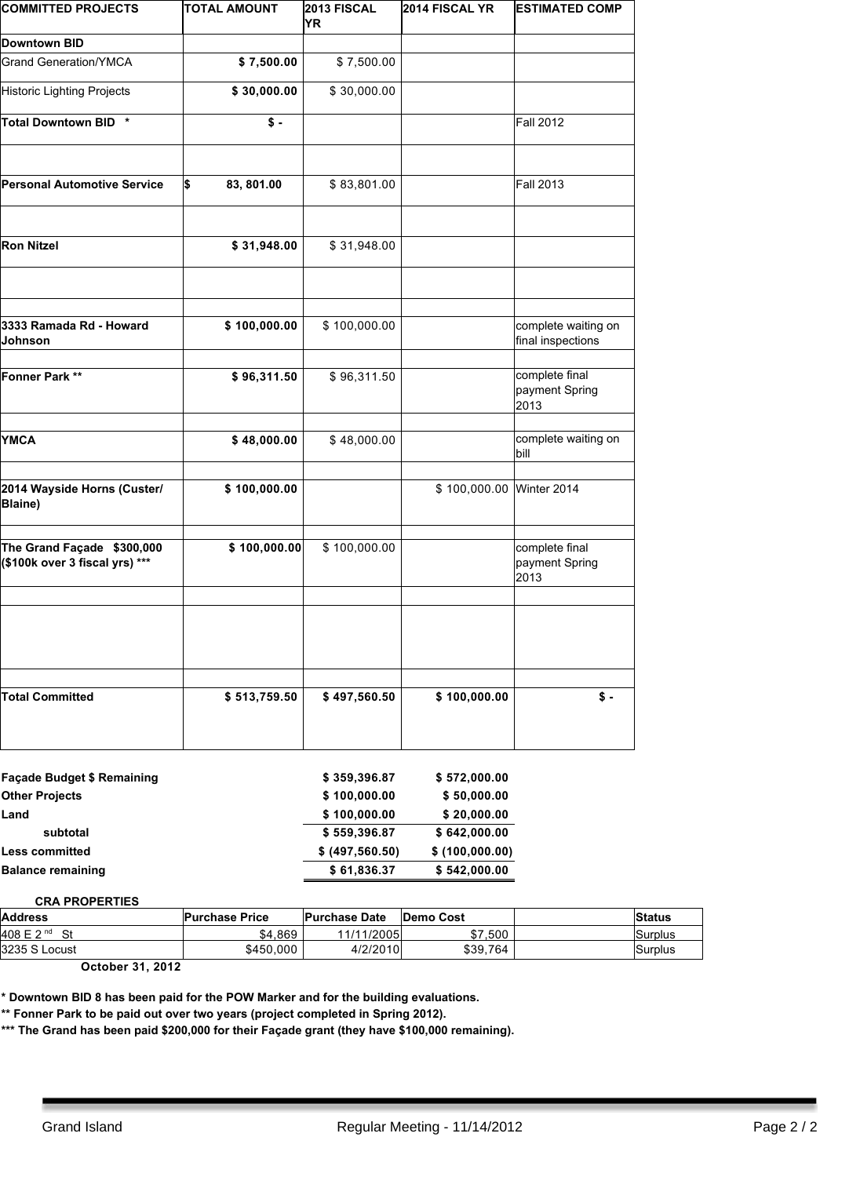| COMMITTED PROJECTS | TOTAL AMOUNT | 2013 FISCAL YR | 2014 FISCAL YR | ESTIMATED COMP |
|---|---|---|---|---|
| **Downtown BID** | | | | |
| Grand Generation/YMCA | **$ 7,500.00** | $ 7,500.00 | | |
| Historic Lighting Projects | **$ 30,000.00** | $ 30,000.00 | | |
| **Total Downtown BID   *** | **$ -** | | | Fall 2012 |
| | | | | |
| **Personal Automotive Service** | **$ 83, 801.00** | $ 83,801.00 | | Fall 2013 |
| | | | | |
| **Ron Nitzel** | **$ 31,948.00** | $ 31,948.00 | | |
| | | | | |
| | | | | |
| **3333 Ramada Rd - Howard Johnson** | **$ 100,000.00** | $ 100,000.00 | | complete waiting on final inspections |
| | | | | |
| **Fonner Park **** | **$ 96,311.50** | $ 96,311.50 | | complete final payment Spring 2013 |
| | | | | |
| **YMCA** | **$ 48,000.00** | $ 48,000.00 | | complete waiting on bill |
| | | | | |
| **2014 Wayside Horns (Custer/ Blaine)** | **$ 100,000.00** | | $ 100,000.00 | Winter 2014 |
| | | | | |
| **The Grand Façade   $300,000 ($100k over 3 fiscal yrs) ***** | **$ 100,000.00** | $ 100,000.00 | | complete final payment Spring 2013 |
| | | | | |
| | | | | |
| | | | | |
| **Total Committed** | **$ 513,759.50** | **$ 497,560.50** | **$ 100,000.00** | **$ -** |

| | | |
|---|---|---|
| **Façade Budget $ Remaining** | **$ 359,396.87** | **$ 572,000.00** |
| **Other Projects** | **$ 100,000.00** | **$ 50,000.00** |
| **Land** | **$ 100,000.00** | **$ 20,000.00** |
| **subtotal** | **$ 559,396.87** | **$ 642,000.00** |
| **Less committed** | **$ (497,560.50)** | **$ (100,000.00)** |
| **Balance remaining** | **$ 61,836.37** | **$ 542,000.00** |

**CRA PROPERTIES**

| Address | Purchase Price | Purchase Date | Demo Cost | | Status |
|---|---|---|---|---|---|
| 408 E 2nd St | $4,869 | 11/11/2005 | $7,500 | | Surplus |
| 3235 S Locust | $450,000 | 4/2/2010 | $39,764 | | Surplus |

**October 31, 2012**

**\* Downtown BID 8 has been paid for the POW Marker and for the building evaluations.**
**\*\* Fonner Park to be paid out over two years (project completed in Spring 2012).**
**\*\*\* The Grand has been paid $200,000 for their Façade grant (they have $100,000 remaining).**